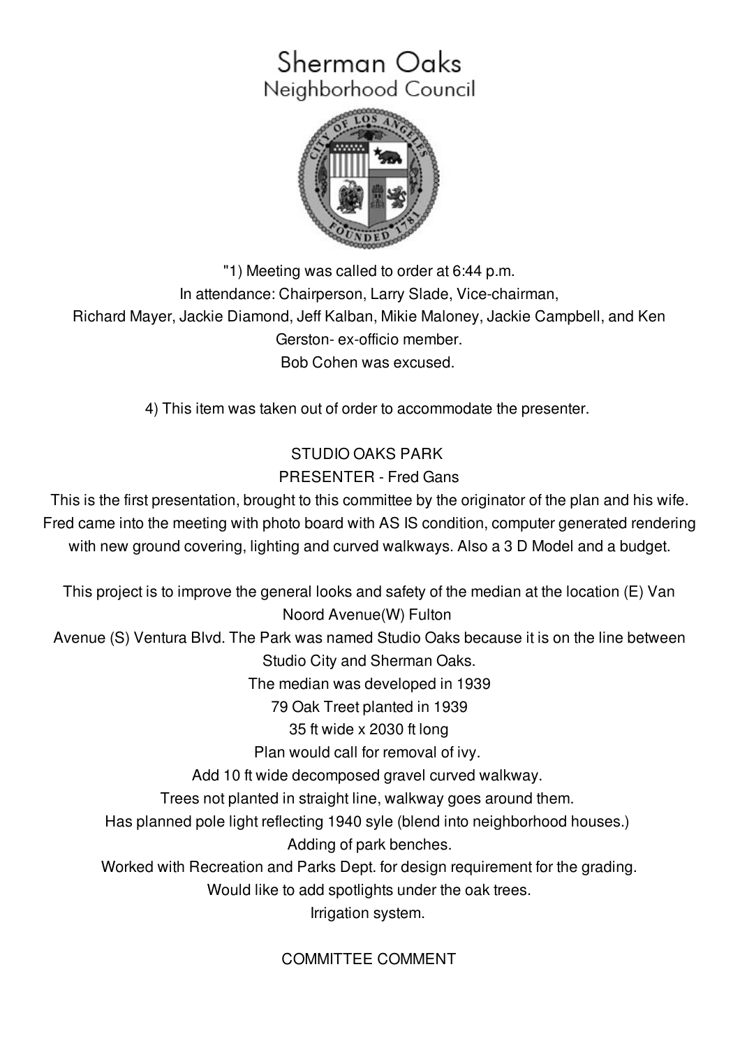# Sherman Oaks
## Neighborhood Council

"1) Meeting was called to order at 6:44 p.m.
In attendance: Chairperson, Larry Slade, Vice-chairman, Richard Mayer, Jackie Diamond, Jeff Kalban, Mikie Maloney, Jackie Campbell, and Ken Gerston- ex-officio member.
Bob Cohen was excused.

4) This item was taken out of order to accommodate the presenter.

STUDIO OAKS PARK
PRESENTER - Fred Gans

This is the first presentation, brought to this committee by the originator of the plan and his wife. Fred came into the meeting with photo board with AS IS condition, computer generated rendering with new ground covering, lighting and curved walkways. Also a 3 D Model and a budget.

This project is to improve the general looks and safety of the median at the location (E) Van Noord Avenue(W) Fulton Avenue (S) Ventura Blvd. The Park was named Studio Oaks because it is on the line between Studio City and Sherman Oaks.
The median was developed in 1939
79 Oak Treet planted in 1939
35 ft wide x 2030 ft long
Plan would call for removal of ivy.
Add 10 ft wide decomposed gravel curved walkway.
Trees not planted in straight line, walkway goes around them.
Has planned pole light reflecting 1940 syle (blend into neighborhood houses.)
Adding of park benches.
Worked with Recreation and Parks Dept. for design requirement for the grading.
Would like to add spotlights under the oak trees.
Irrigation system.

COMMITTEE COMMENT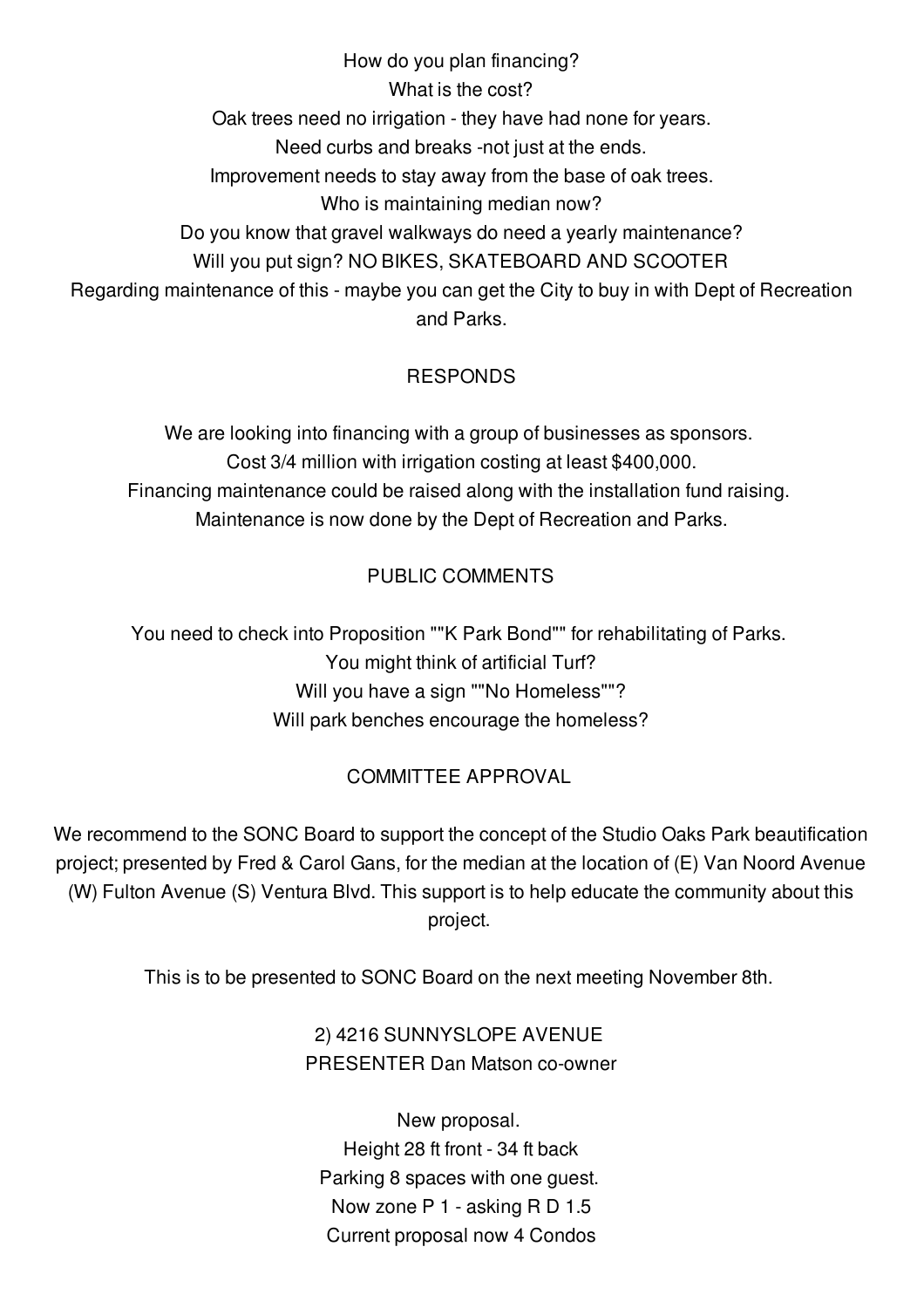How do you plan financing?
What is the cost?
Oak trees need no irrigation - they have had none for years.
Need curbs and breaks -not just at the ends.
Improvement needs to stay away from the base of oak trees.
Who is maintaining median now?
Do you know that gravel walkways do need a yearly maintenance?
Will you put sign? NO BIKES, SKATEBOARD AND SCOOTER
Regarding maintenance of this - maybe you can get the City to buy in with Dept of Recreation and Parks.

RESPONDS

We are looking into financing with a group of businesses as sponsors.
Cost 3/4 million with irrigation costing at least $400,000.
Financing maintenance could be raised along with the installation fund raising.
Maintenance is now done by the Dept of Recreation and Parks.

PUBLIC COMMENTS

You need to check into Proposition ""K Park Bond"" for rehabilitating of Parks.
You might think of artificial Turf?
Will you have a sign ""No Homeless""?
Will park benches encourage the homeless?

COMMITTEE APPROVAL

We recommend to the SONC Board to support the concept of the Studio Oaks Park beautification project; presented by Fred & Carol Gans, for the median at the location of (E) Van Noord Avenue (W) Fulton Avenue (S) Ventura Blvd. This support is to help educate the community about this project.

This is to be presented to SONC Board on the next meeting November 8th.

2) 4216 SUNNYSLOPE AVENUE
PRESENTER Dan Matson co-owner

New proposal.
Height 28 ft front - 34 ft back
Parking 8 spaces with one guest.
Now zone P 1 - asking R D 1.5
Current proposal now 4 Condos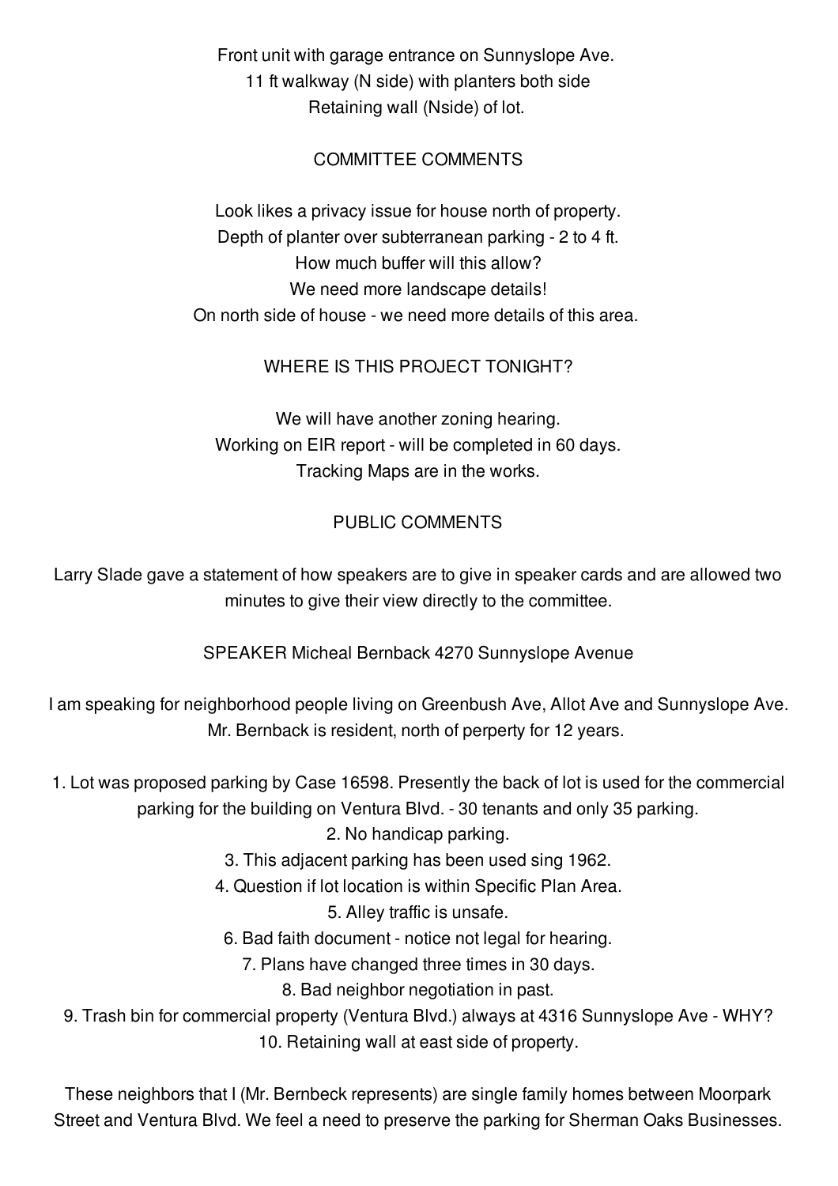Front unit with garage entrance on Sunnyslope Ave.
11 ft walkway (N side) with planters both side
Retaining wall (Nside) of lot.

## COMMITTEE COMMENTS

Look likes a privacy issue for house north of property.
Depth of planter over subterranean parking - 2 to 4 ft.
How much buffer will this allow?
We need more landscape details!
On north side of house - we need more details of this area.

## WHERE IS THIS PROJECT TONIGHT?

We will have another zoning hearing.
Working on EIR report - will be completed in 60 days.
Tracking Maps are in the works.

## PUBLIC COMMENTS

Larry Slade gave a statement of how speakers are to give in speaker cards and are allowed two minutes to give their view directly to the committee.

SPEAKER Micheal Bernback 4270 Sunnyslope Avenue

I am speaking for neighborhood people living on Greenbush Ave, Allot Ave and Sunnyslope Ave. Mr. Bernback is resident, north of perperty for 12 years.

1. Lot was proposed parking by Case 16598. Presently the back of lot is used for the commercial parking for the building on Ventura Blvd. - 30 tenants and only 35 parking.
2. No handicap parking.
3. This adjacent parking has been used sing 1962.
4. Question if lot location is within Specific Plan Area.
5. Alley traffic is unsafe.
6. Bad faith document - notice not legal for hearing.
7. Plans have changed three times in 30 days.
8. Bad neighbor negotiation in past.
9. Trash bin for commercial property (Ventura Blvd.) always at 4316 Sunnyslope Ave - WHY?
10. Retaining wall at east side of property.

These neighbors that I (Mr. Bernbeck represents) are single family homes between Moorpark Street and Ventura Blvd. We feel a need to preserve the parking for Sherman Oaks Businesses.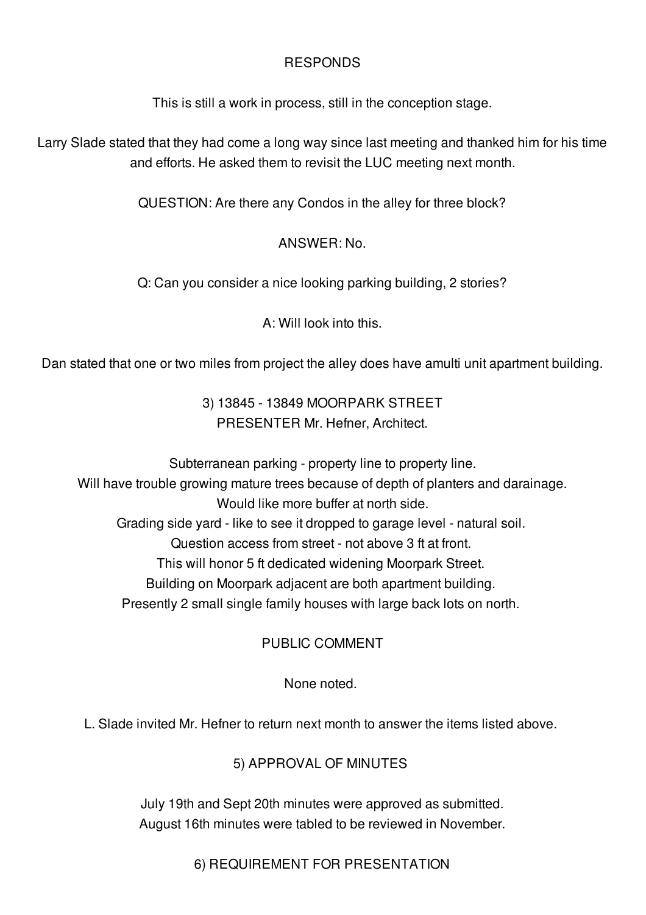RESPONDS

This is still a work in process, still in the conception stage.

Larry Slade stated that they had come a long way since last meeting and thanked him for his time and efforts. He asked them to revisit the LUC meeting next month.

QUESTION: Are there any Condos in the alley for three block?

ANSWER: No.

Q: Can you consider a nice looking parking building, 2 stories?

A: Will look into this.

Dan stated that one or two miles from project the alley does have amulti unit apartment building.

3) 13845 - 13849 MOORPARK STREET
PRESENTER Mr. Hefner, Architect.

Subterranean parking - property line to property line.
Will have trouble growing mature trees because of depth of planters and darainage.
Would like more buffer at north side.
Grading side yard - like to see it dropped to garage level - natural soil.
Question access from street - not above 3 ft at front.
This will honor 5 ft dedicated widening Moorpark Street.
Building on Moorpark adjacent are both apartment building.
Presently 2 small single family houses with large back lots on north.

PUBLIC COMMENT

None noted.

L. Slade invited Mr. Hefner to return next month to answer the items listed above.

5) APPROVAL OF MINUTES

July 19th and Sept 20th minutes were approved as submitted.
August 16th minutes were tabled to be reviewed in November.

6) REQUIREMENT FOR PRESENTATION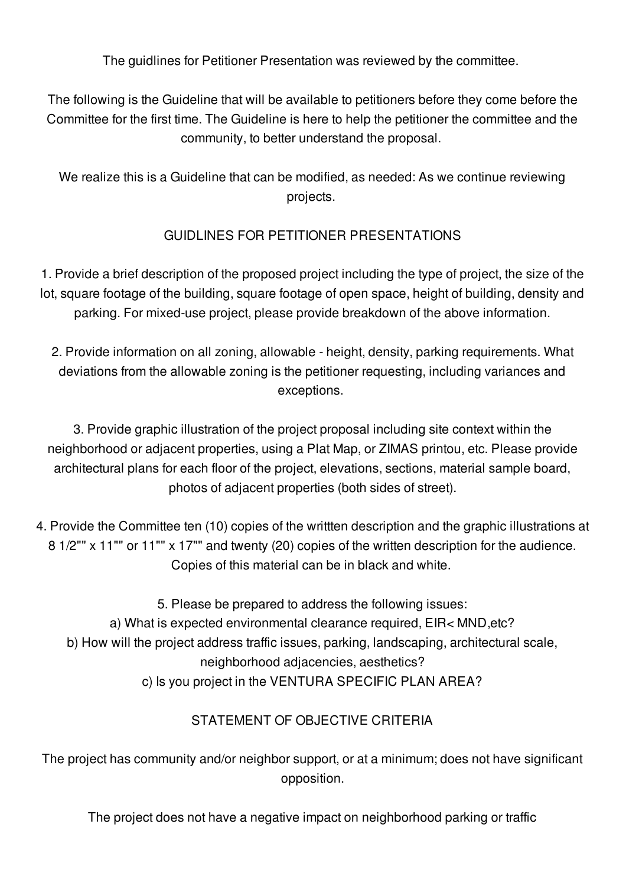The guidlines for Petitioner Presentation was reviewed by the committee.

The following is the Guideline that will be available to petitioners before they come before the Committee for the first time. The Guideline is here to help the petitioner the committee and the community, to better understand the proposal.

We realize this is a Guideline that can be modified, as needed: As we continue reviewing projects.

## GUIDLINES FOR PETITIONER PRESENTATIONS

1. Provide a brief description of the proposed project including the type of project, the size of the lot, square footage of the building, square footage of open space, height of building, density and parking. For mixed-use project, please provide breakdown of the above information.

2. Provide information on all zoning, allowable - height, density, parking requirements. What deviations from the allowable zoning is the petitioner requesting, including variances and exceptions.

3. Provide graphic illustration of the project proposal including site context within the neighborhood or adjacent properties, using a Plat Map, or ZIMAS printou, etc. Please provide architectural plans for each floor of the project, elevations, sections, material sample board, photos of adjacent properties (both sides of street).

4. Provide the Committee ten (10) copies of the writtten description and the graphic illustrations at 8 1/2"" x 11"" or 11"" x 17"" and twenty (20) copies of the written description for the audience. Copies of this material can be in black and white.

5. Please be prepared to address the following issues:
   a) What is expected environmental clearance required, EIR< MND,etc?
   b) How will the project address traffic issues, parking, landscaping, architectural scale, neighborhood adjacencies, aesthetics?
   c) Is you project in the VENTURA SPECIFIC PLAN AREA?

## STATEMENT OF OBJECTIVE CRITERIA

The project has community and/or neighbor support, or at a minimum; does not have significant opposition.

The project does not have a negative impact on neighborhood parking or traffic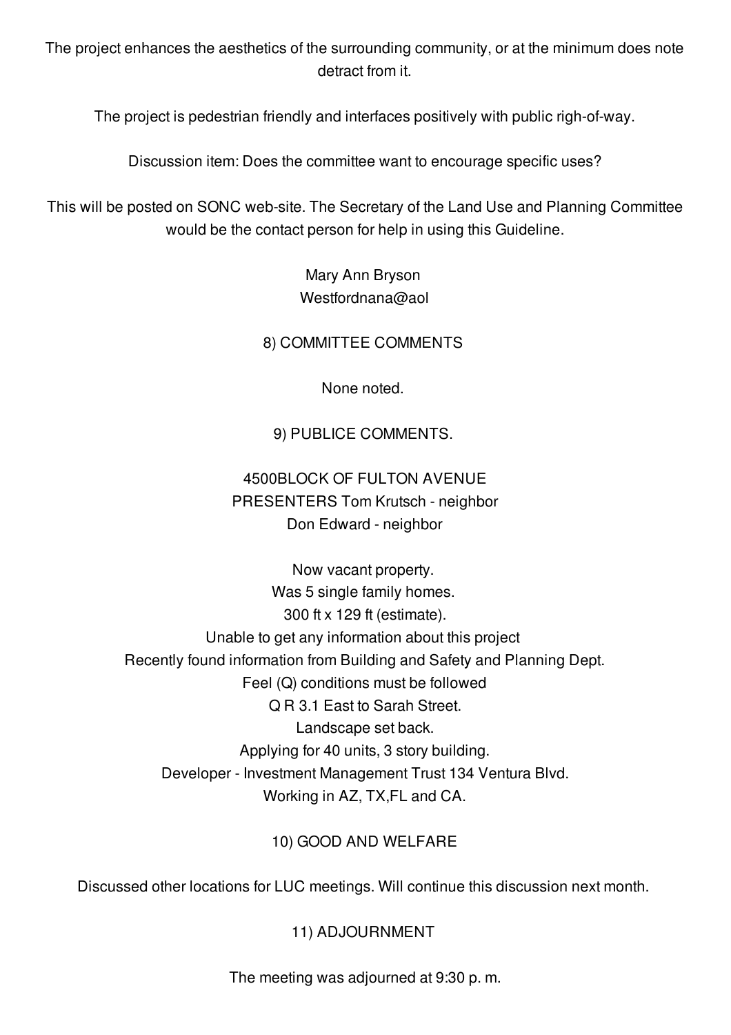The project enhances the aesthetics of the surrounding community, or at the minimum does note detract from it.

The project is pedestrian friendly and interfaces positively with public righ-of-way.

Discussion item: Does the committee want to encourage specific uses?

This will be posted on SONC web-site. The Secretary of the Land Use and Planning Committee would be the contact person for help in using this Guideline.

Mary Ann Bryson
Westfordnana@aol

8) COMMITTEE COMMENTS

None noted.

9) PUBLICE COMMENTS.

4500BLOCK OF FULTON AVENUE
PRESENTERS Tom Krutsch - neighbor
Don Edward - neighbor

Now vacant property.
Was 5 single family homes.
300 ft x 129 ft (estimate).
Unable to get any information about this project
Recently found information from Building and Safety and Planning Dept.
Feel (Q) conditions must be followed
Q R 3.1 East to Sarah Street.
Landscape set back.
Applying for 40 units, 3 story building.
Developer - Investment Management Trust 134 Ventura Blvd.
Working in AZ, TX,FL and CA.

10) GOOD AND WELFARE

Discussed other locations for LUC meetings. Will continue this discussion next month.

11) ADJOURNMENT

The meeting was adjourned at 9:30 p. m.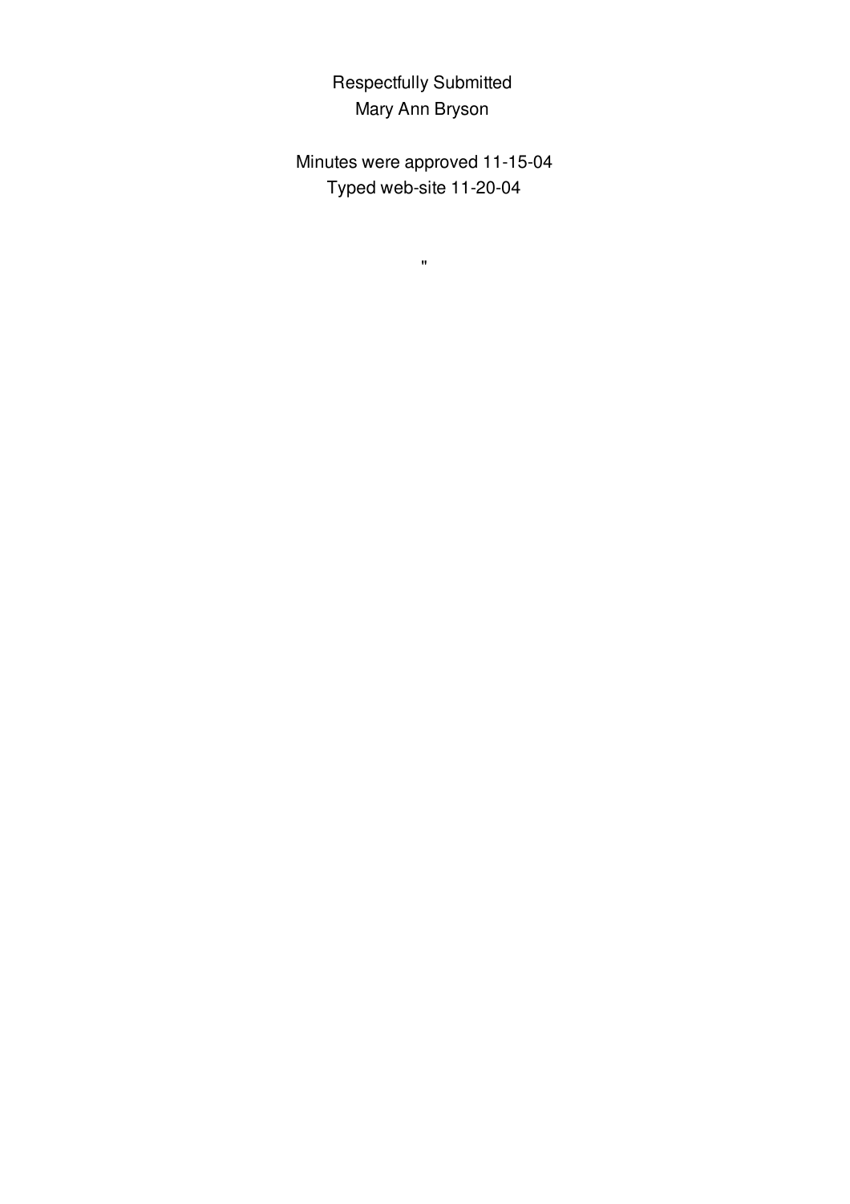Respectfully Submitted
Mary Ann Bryson

Minutes were approved 11-15-04
Typed web-site 11-20-04

"